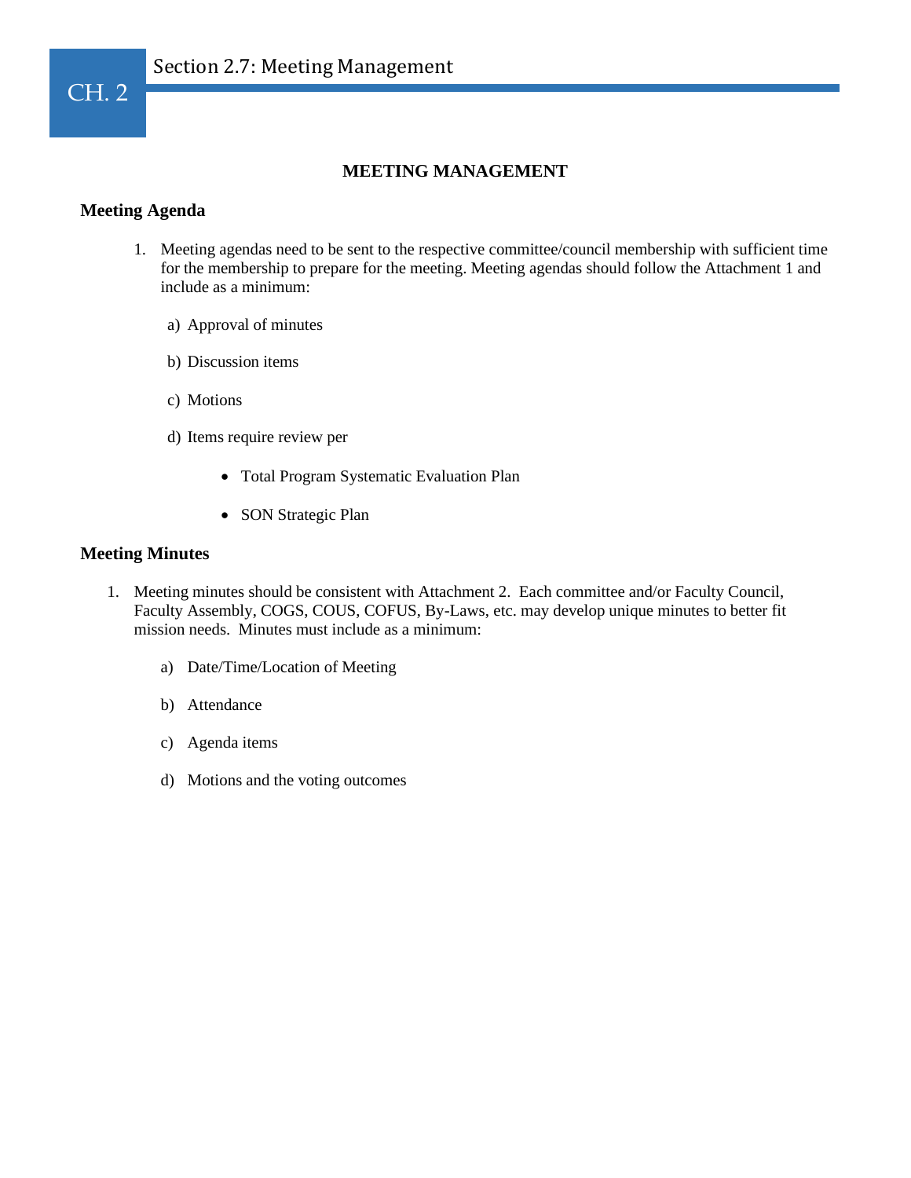# MEETING MANAGEMENT

## Meeting Agenda

1. Meeting agendas need to be sent to the respective committee/council membership with sufficient time for the membership to prepare for the meeting. Meeting agendas should follow the Attachment 1 and include as a minimum:

   a) Approval of minutes

   b) Discussion items

   c) Motions

   d) Items require review per

      - Total Program Systematic Evaluation Plan
      - SON Strategic Plan

## Meeting Minutes

1. Meeting minutes should be consistent with Attachment 2. Each committee and/or Faculty Council, Faculty Assembly, COGS, COUS, COFUS, By-Laws, etc. may develop unique minutes to better fit mission needs. Minutes must include as a minimum:

   a) Date/Time/Location of Meeting

   b) Attendance

   c) Agenda items

   d) Motions and the voting outcomes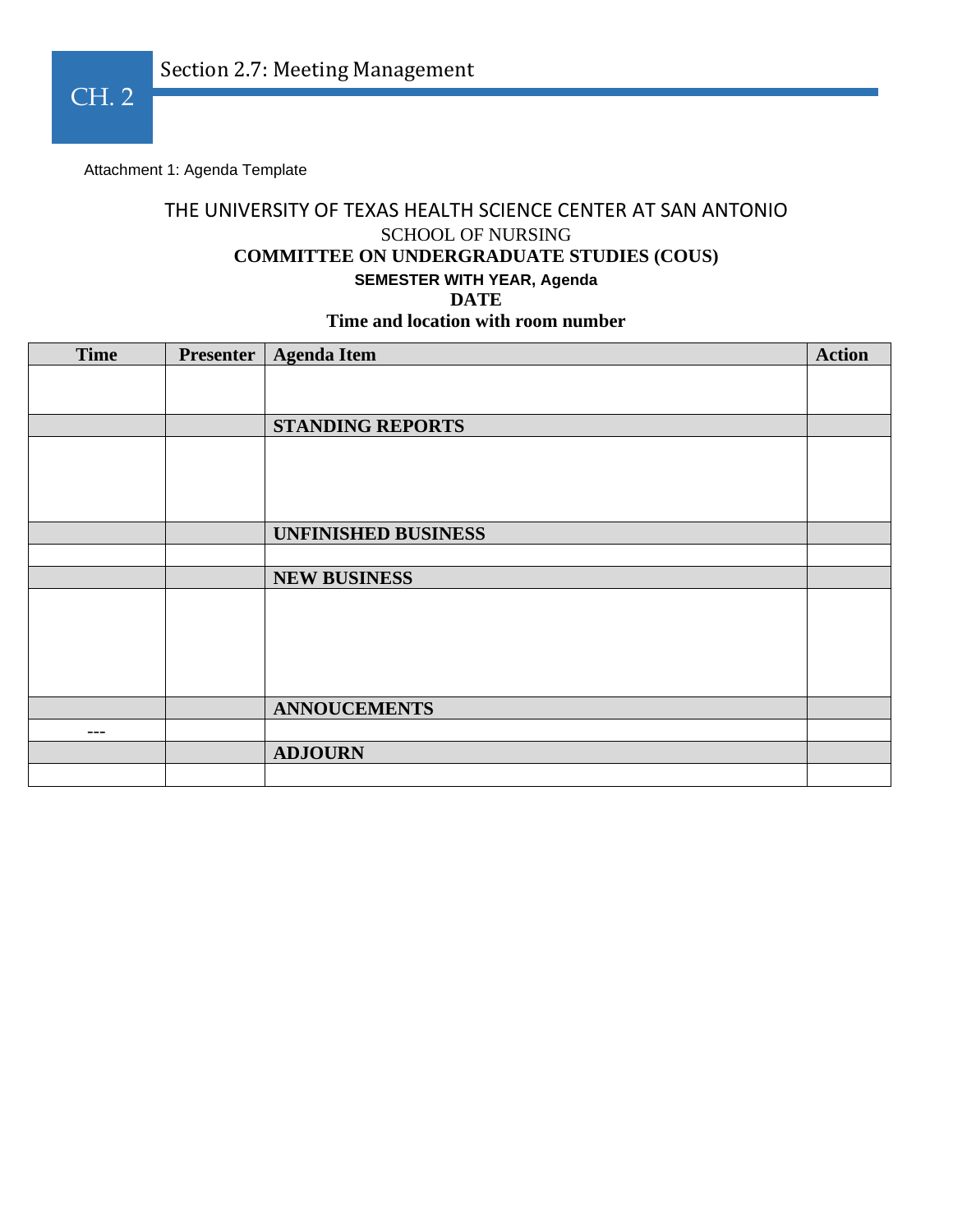Attachment 1: Agenda Template

THE UNIVERSITY OF TEXAS HEALTH SCIENCE CENTER AT SAN ANTONIO

SCHOOL OF NURSING

**COMMITTEE ON UNDERGRADUATE STUDIES (COUS)**

**SEMESTER WITH YEAR, Agenda**

**DATE**

**Time and location with room number**

| Time | Presenter | Agenda Item | Action |
|---|---|---|---|
| | | | |
| | | **STANDING REPORTS** | |
| | | | |
| | | **UNFINISHED BUSINESS** | |
| | | | |
| | | **NEW BUSINESS** | |
| | | | |
| | | **ANNOUCEMENTS** | |
| --- | | | |
| | | **ADJOURN** | |
| | | | |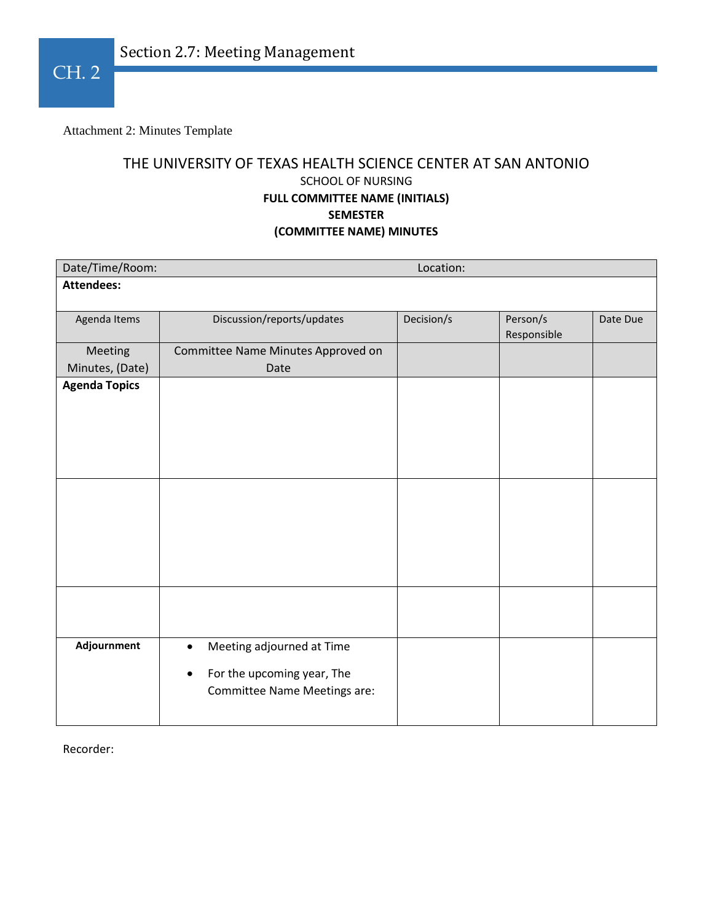Attachment 2: Minutes Template

THE UNIVERSITY OF TEXAS HEALTH SCIENCE CENTER AT SAN ANTONIO

SCHOOL OF NURSING

**FULL COMMITTEE NAME (INITIALS)**

**SEMESTER**

**(COMMITTEE NAME) MINUTES**

| Date/Time/Room: | | Location: | | |
|---|---|---|---|---|
| **Attendees:** | | | | |
| Agenda Items | Discussion/reports/updates | Decision/s | Person/s Responsible | Date Due |
| Meeting Minutes, (Date) | Committee Name Minutes Approved on Date | | | |
| **Agenda Topics** | | | | |
| | | | | |
| | | | | |
| **Adjournment** | • Meeting adjourned at Time<br>• For the upcoming year, The Committee Name Meetings are: | | | |

Recorder: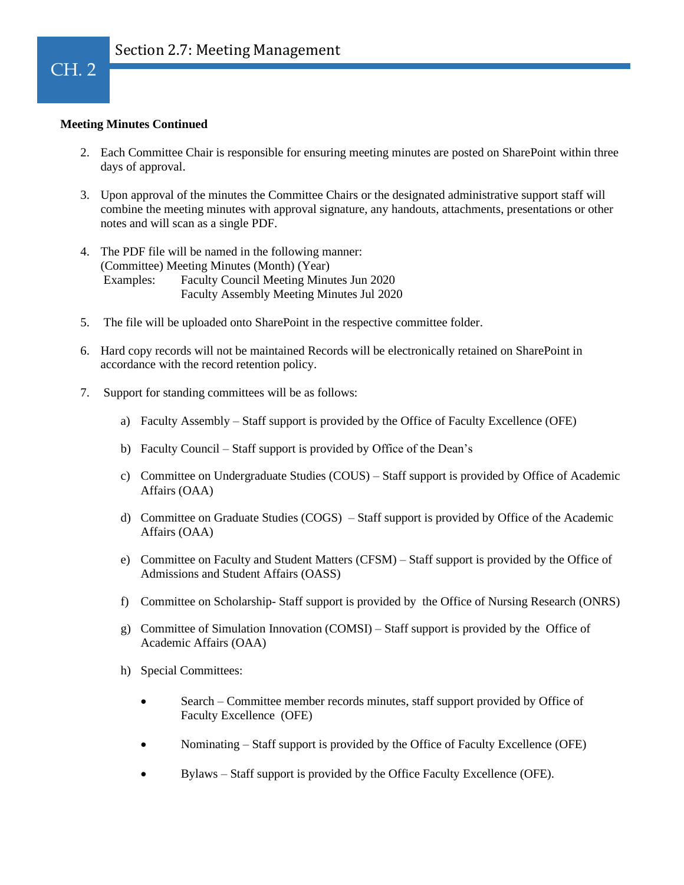## Section 2.7: Meeting Management

**Meeting Minutes Continued**

2. Each Committee Chair is responsible for ensuring meeting minutes are posted on SharePoint within three days of approval.

3. Upon approval of the minutes the Committee Chairs or the designated administrative support staff will combine the meeting minutes with approval signature, any handouts, attachments, presentations or other notes and will scan as a single PDF.

4. The PDF file will be named in the following manner:
   (Committee) Meeting Minutes (Month) (Year)
   Examples: Faculty Council Meeting Minutes Jun 2020
   Faculty Assembly Meeting Minutes Jul 2020

5. The file will be uploaded onto SharePoint in the respective committee folder.

6. Hard copy records will not be maintained Records will be electronically retained on SharePoint in accordance with the record retention policy.

7. Support for standing committees will be as follows:

   a) Faculty Assembly – Staff support is provided by the Office of Faculty Excellence (OFE)

   b) Faculty Council – Staff support is provided by Office of the Dean's

   c) Committee on Undergraduate Studies (COUS) – Staff support is provided by Office of Academic Affairs (OAA)

   d) Committee on Graduate Studies (COGS) – Staff support is provided by Office of the Academic Affairs (OAA)

   e) Committee on Faculty and Student Matters (CFSM) – Staff support is provided by the Office of Admissions and Student Affairs (OASS)

   f) Committee on Scholarship- Staff support is provided by the Office of Nursing Research (ONRS)

   g) Committee of Simulation Innovation (COMSI) – Staff support is provided by the Office of Academic Affairs (OAA)

   h) Special Committees:

      - Search – Committee member records minutes, staff support provided by Office of Faculty Excellence (OFE)

      - Nominating – Staff support is provided by the Office of Faculty Excellence (OFE)

      - Bylaws – Staff support is provided by the Office Faculty Excellence (OFE).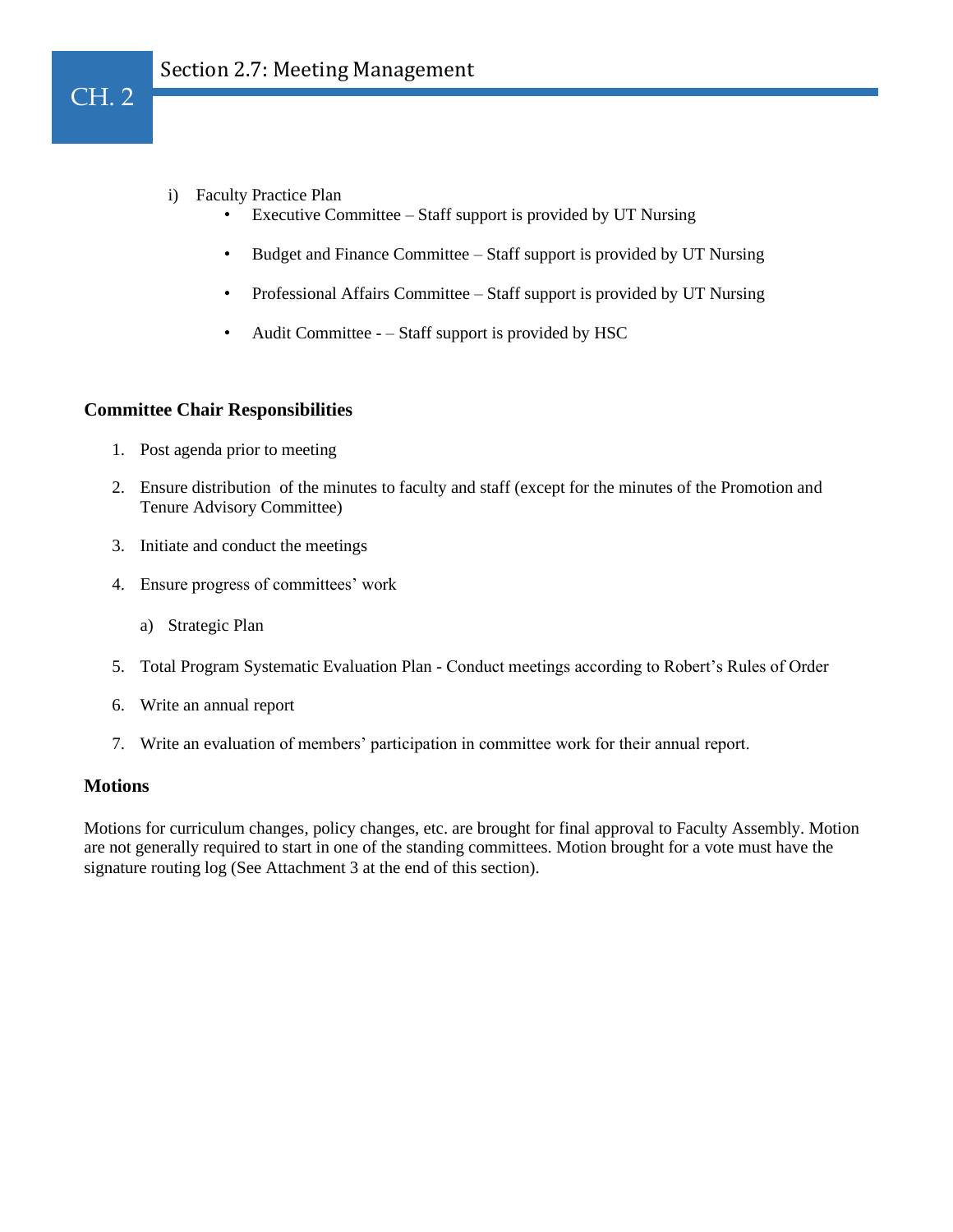i) Faculty Practice Plan
   - Executive Committee – Staff support is provided by UT Nursing
   - Budget and Finance Committee – Staff support is provided by UT Nursing
   - Professional Affairs Committee – Staff support is provided by UT Nursing
   - Audit Committee - – Staff support is provided by HSC

### Committee Chair Responsibilities

1. Post agenda prior to meeting
2. Ensure distribution of the minutes to faculty and staff (except for the minutes of the Promotion and Tenure Advisory Committee)
3. Initiate and conduct the meetings
4. Ensure progress of committees' work
   a) Strategic Plan
5. Total Program Systematic Evaluation Plan - Conduct meetings according to Robert's Rules of Order
6. Write an annual report
7. Write an evaluation of members' participation in committee work for their annual report.

### Motions

Motions for curriculum changes, policy changes, etc. are brought for final approval to Faculty Assembly. Motion are not generally required to start in one of the standing committees. Motion brought for a vote must have the signature routing log (See Attachment 3 at the end of this section).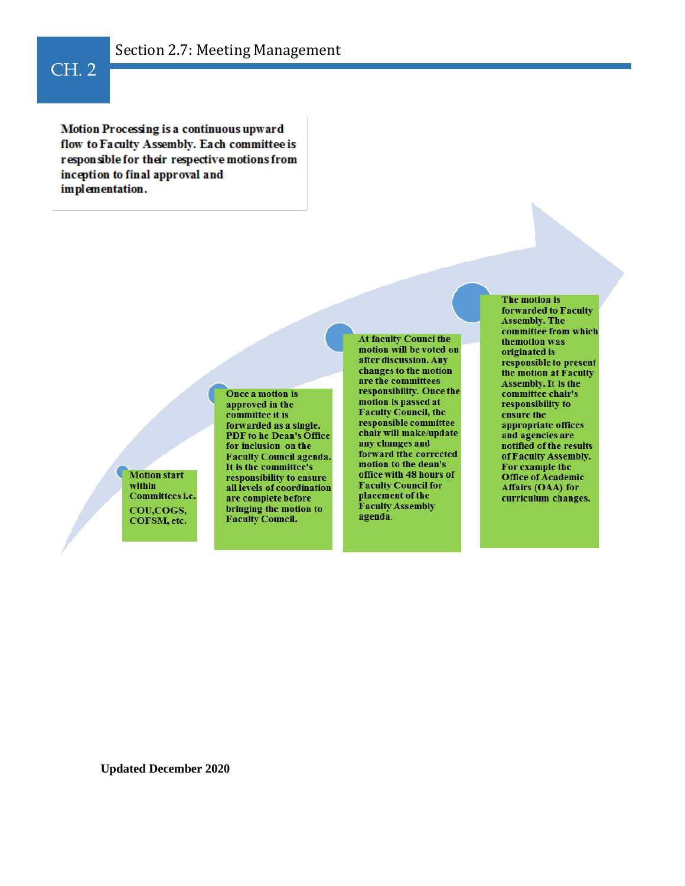# Section 2.7: Meeting Management

**Motion Processing is a continuous upward flow to Faculty Assembly. Each committee is responsible for their respective motions from inception to final approval and implementation.**

1. **Motion start within Committees i.e. COU,COGS, COFSM, etc.**

2. **Once a motion is approved in the committee it is forwarded as a single. PDF to he Dean's Office for inclusion on the Faculty Council agenda. It is the committee's responsibility to ensure all levels of coordination are complete before bringing the motion to Faculty Council.**

3. **At faculty Counci the motion will be voted on after discussion. Any changes to the motion are the committees responsibility. Once the motion is passed at Faculty Council, the responsible committee chair will make/update any changes and forward tthe corrected motion to the dean's office with 48 hours of Faculty Council for placement of the Faculty Assembly agenda.**

4. **The motion is forwarded to Faculty Assembly. The committee from which themotion was originated is responsible to present the motion at Faculty Assembly. It is the committee chair's responsibility to ensure the appropriate offices and agencies are notified of the results of Faculty Assembly. For example the Office of Academic Affairs (OAA) for curriculum changes.**

**Updated December 2020**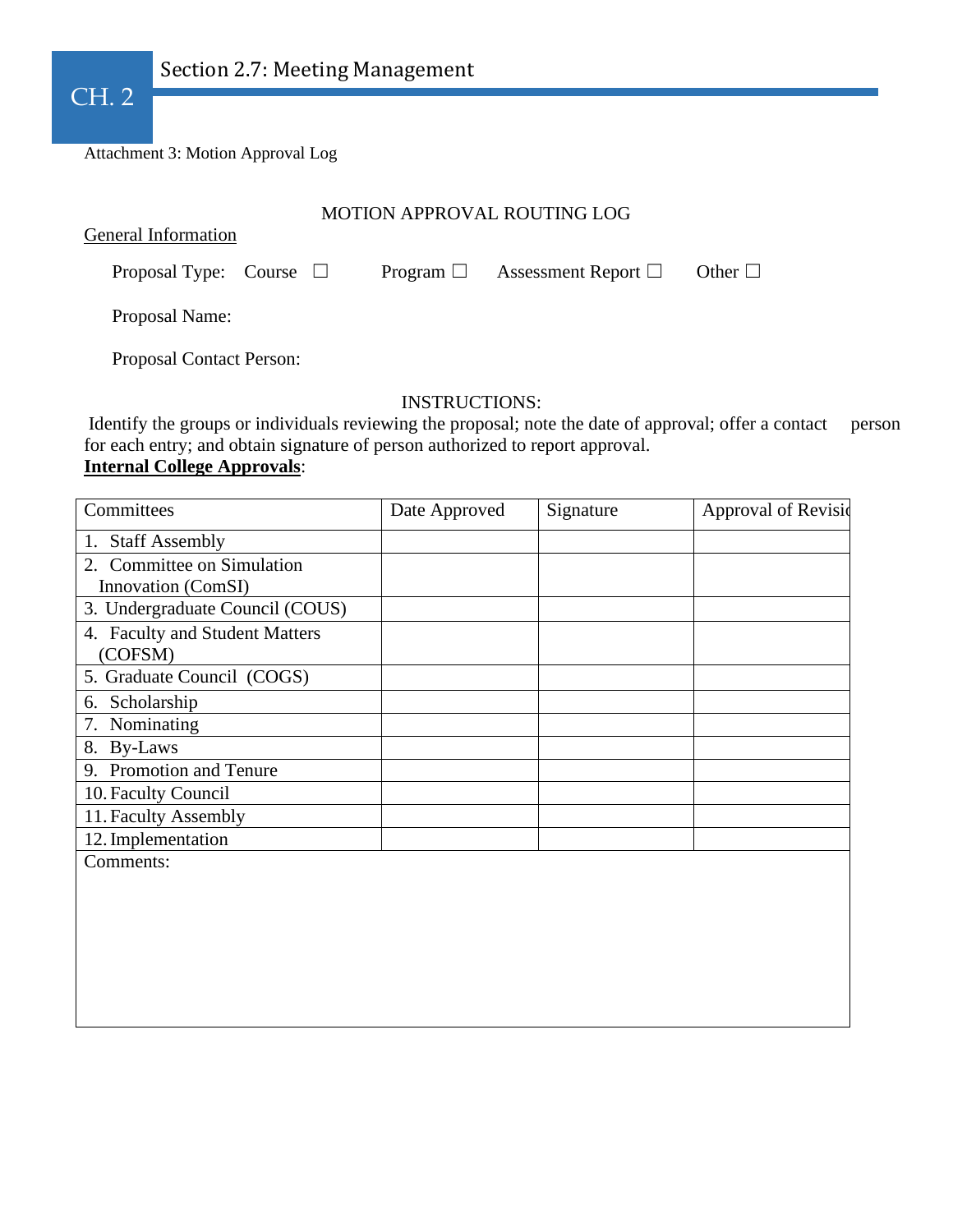Attachment 3: Motion Approval Log

MOTION APPROVAL ROUTING LOG

General Information

Proposal Type: Course ☐ Program ☐ Assessment Report ☐ Other ☐

Proposal Name:

Proposal Contact Person:

INSTRUCTIONS:

Identify the groups or individuals reviewing the proposal; note the date of approval; offer a contact person for each entry; and obtain signature of person authorized to report approval.

**Internal College Approvals**:

| Committees | Date Approved | Signature | Approval of Revisio |
|---|---|---|---|
| 1. Staff Assembly | | | |
| 2. Committee on Simulation Innovation (ComSI) | | | |
| 3. Undergraduate Council (COUS) | | | |
| 4. Faculty and Student Matters (COFSM) | | | |
| 5. Graduate Council (COGS) | | | |
| 6. Scholarship | | | |
| 7. Nominating | | | |
| 8. By-Laws | | | |
| 9. Promotion and Tenure | | | |
| 10. Faculty Council | | | |
| 11. Faculty Assembly | | | |
| 12. Implementation | | | |
| Comments: | | | |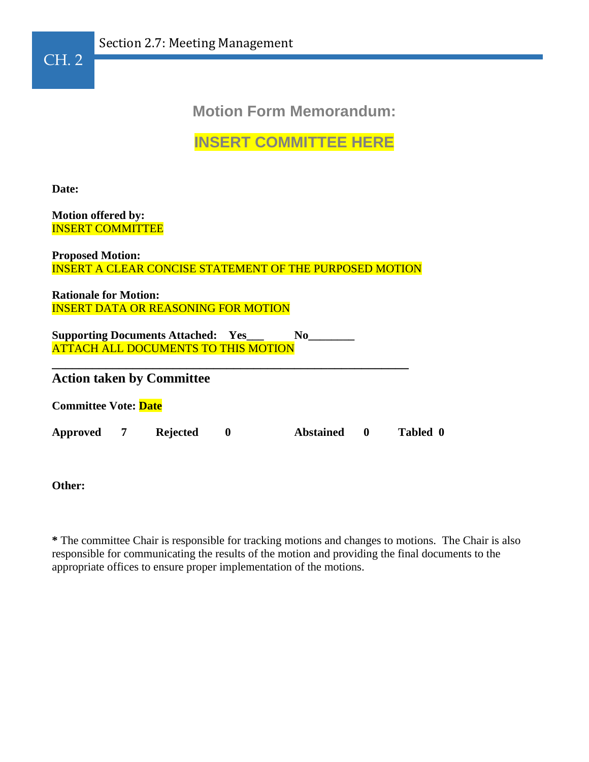## Motion Form Memorandum:

## INSERT COMMITTEE HERE

**Date:**

**Motion offered by:**
INSERT COMMITTEE

**Proposed Motion:**
INSERT A CLEAR CONCISE STATEMENT OF THE PURPOSED MOTION

**Rationale for Motion:**
INSERT DATA OR REASONING FOR MOTION

**Supporting Documents Attached: Yes___ No________**
ATTACH ALL DOCUMENTS TO THIS MOTION

---

### Action taken by Committee

**Committee Vote: Date**

**Approved 7 Rejected 0 Abstained 0 Tabled 0**

**Other:**

**\*** The committee Chair is responsible for tracking motions and changes to motions. The Chair is also responsible for communicating the results of the motion and providing the final documents to the appropriate offices to ensure proper implementation of the motions.